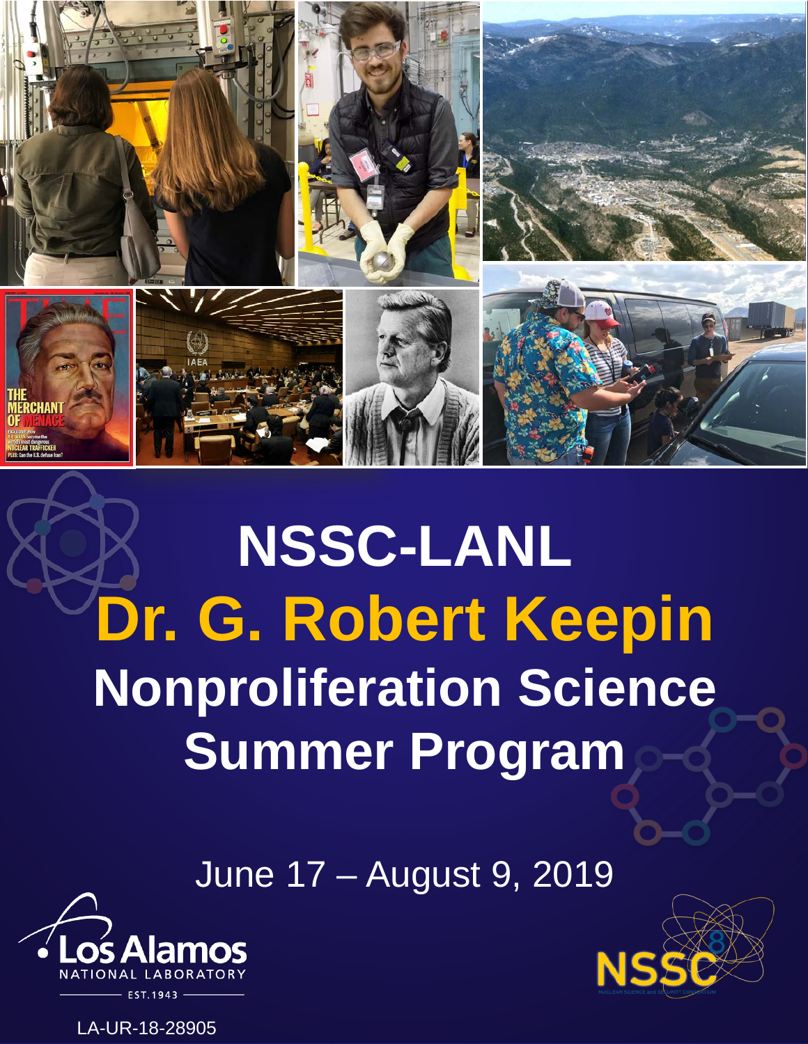# NSSC-LANL

# Dr. G. Robert Keepin

# Nonproliferation Science Summer Program

June 17 – August 9, 2019

Los Alamos NATIONAL LABORATORY EST.1943

NSSC NUCLEAR SCIENCE and SECURITY CONSORTIUM

LA-UR-18-28905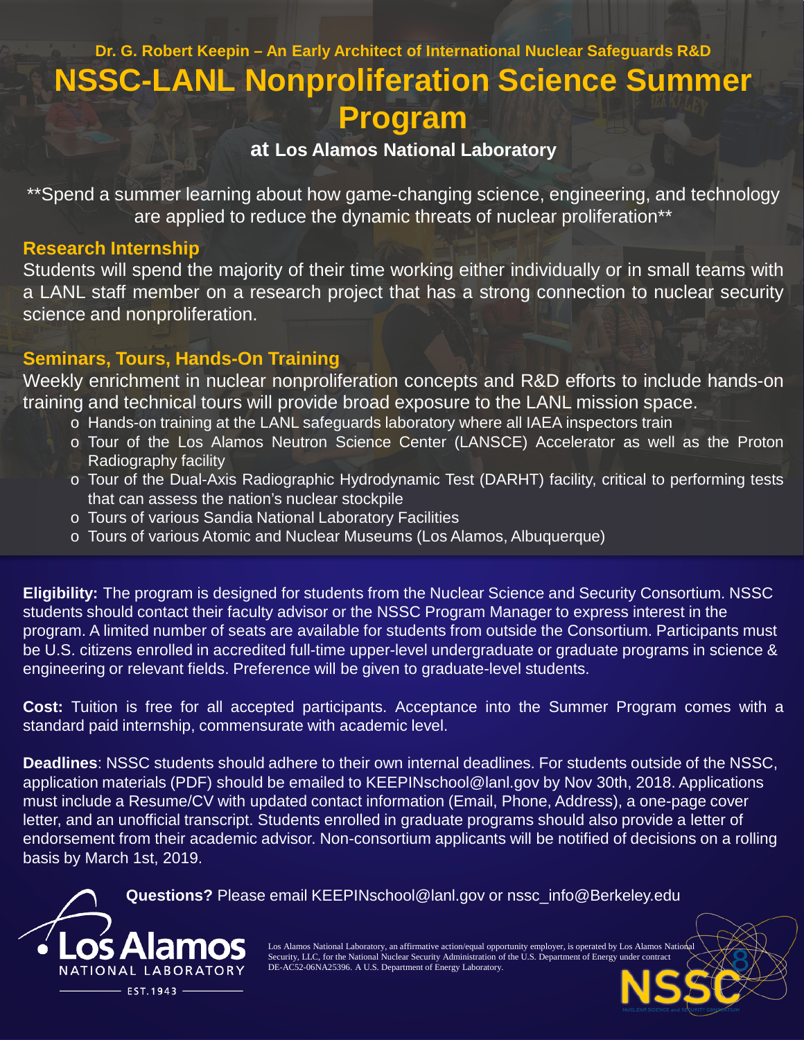Dr. G. Robert Keepin – An Early Architect of International Nuclear Safeguards R&D

# NSSC-LANL Nonproliferation Science Summer Program

**at Los Alamos National Laboratory**

**Spend a summer learning about how game-changing science, engineering, and technology are applied to reduce the dynamic threats of nuclear proliferation**

## Research Internship

Students will spend the majority of their time working either individually or in small teams with a LANL staff member on a research project that has a strong connection to nuclear security science and nonproliferation.

## Seminars, Tours, Hands-On Training

Weekly enrichment in nuclear nonproliferation concepts and R&D efforts to include hands-on training and technical tours will provide broad exposure to the LANL mission space.

- Hands-on training at the LANL safeguards laboratory where all IAEA inspectors train
- Tour of the Los Alamos Neutron Science Center (LANSCE) Accelerator as well as the Proton Radiography facility
- Tour of the Dual-Axis Radiographic Hydrodynamic Test (DARHT) facility, critical to performing tests that can assess the nation's nuclear stockpile
- Tours of various Sandia National Laboratory Facilities
- Tours of various Atomic and Nuclear Museums (Los Alamos, Albuquerque)

**Eligibility:** The program is designed for students from the Nuclear Science and Security Consortium. NSSC students should contact their faculty advisor or the NSSC Program Manager to express interest in the program. A limited number of seats are available for students from outside the Consortium. Participants must be U.S. citizens enrolled in accredited full-time upper-level undergraduate or graduate programs in science & engineering or relevant fields. Preference will be given to graduate-level students.

**Cost:** Tuition is free for all accepted participants. Acceptance into the Summer Program comes with a standard paid internship, commensurate with academic level.

**Deadlines**: NSSC students should adhere to their own internal deadlines. For students outside of the NSSC, application materials (PDF) should be emailed to KEEPINschool@lanl.gov by Nov 30th, 2018. Applications must include a Resume/CV with updated contact information (Email, Phone, Address), a one-page cover letter, and an unofficial transcript. Students enrolled in graduate programs should also provide a letter of endorsement from their academic advisor. Non-consortium applicants will be notified of decisions on a rolling basis by March 1st, 2019.

**Questions?** Please email KEEPINschool@lanl.gov or nssc_info@Berkeley.edu

Los Alamos NATIONAL LABORATORY EST. 1943

Los Alamos National Laboratory, an affirmative action/equal opportunity employer, is operated by Los Alamos National Security, LLC, for the National Nuclear Security Administration of the U.S. Department of Energy under contract DE-AC52-06NA25396. A U.S. Department of Energy Laboratory.

NSSC NUCLEAR SCIENCE and SECURITY CONSORTIUM